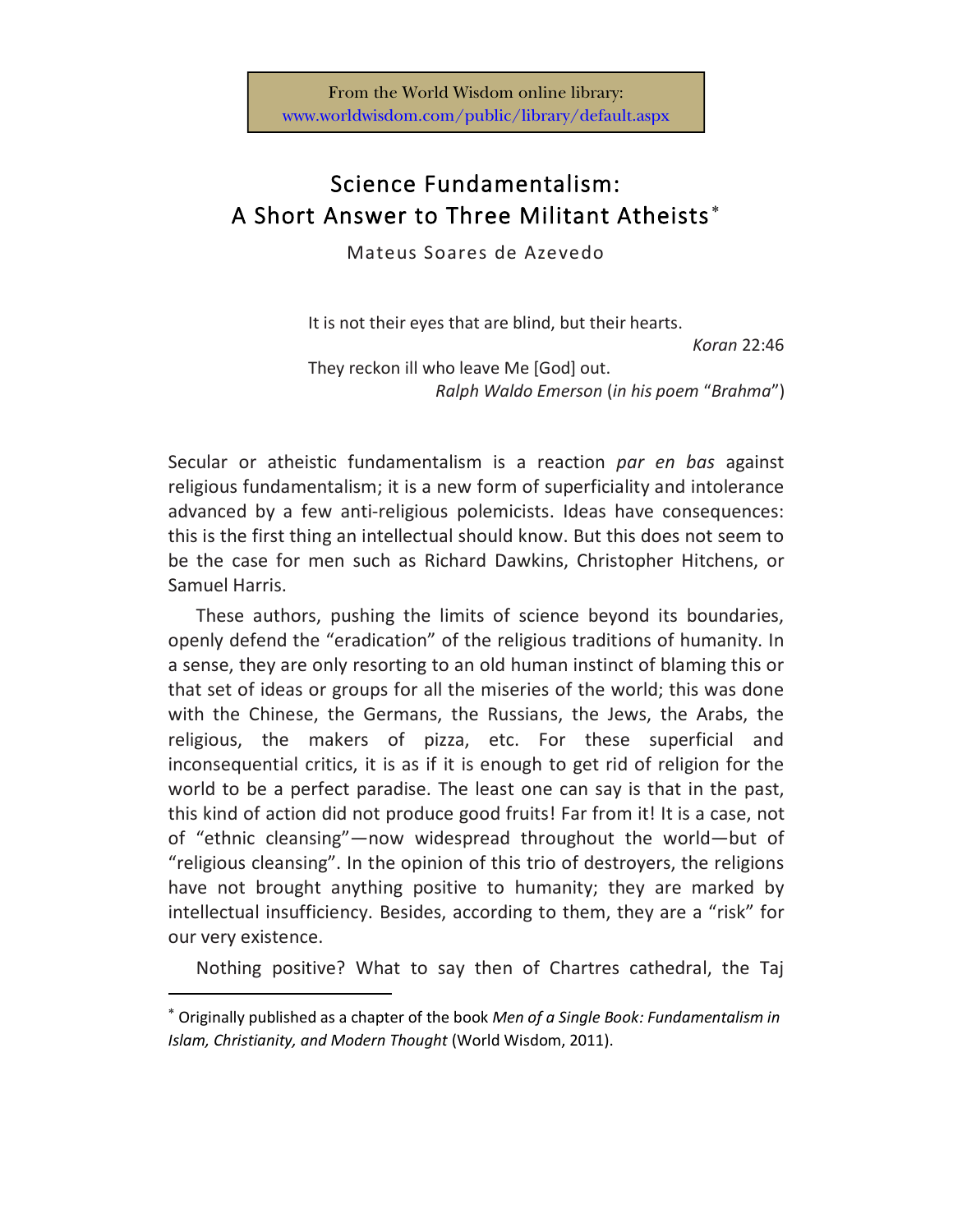From the World Wisdom online library: www.worldwisdom.com/public/library/default.aspx

# Science Fundamentalism: A Short Answer to Three Militant Atheists*

Mateus Soares de Azevedo

> It is not their eyes that are blind, but their hearts.
>
> *Koran* 22:46
>
> They reckon ill who leave Me [God] out.
>
> *Ralph Waldo Emerson* (*in his poem* "*Brahma*")

Secular or atheistic fundamentalism is a reaction *par en bas* against religious fundamentalism; it is a new form of superficiality and intolerance advanced by a few anti-religious polemicists. Ideas have consequences: this is the first thing an intellectual should know. But this does not seem to be the case for men such as Richard Dawkins, Christopher Hitchens, or Samuel Harris.

These authors, pushing the limits of science beyond its boundaries, openly defend the "eradication" of the religious traditions of humanity. In a sense, they are only resorting to an old human instinct of blaming this or that set of ideas or groups for all the miseries of the world; this was done with the Chinese, the Germans, the Russians, the Jews, the Arabs, the religious, the makers of pizza, etc. For these superficial and inconsequential critics, it is as if it is enough to get rid of religion for the world to be a perfect paradise. The least one can say is that in the past, this kind of action did not produce good fruits! Far from it! It is a case, not of "ethnic cleansing"—now widespread throughout the world—but of "religious cleansing". In the opinion of this trio of destroyers, the religions have not brought anything positive to humanity; they are marked by intellectual insufficiency. Besides, according to them, they are a "risk" for our very existence.

Nothing positive? What to say then of Chartres cathedral, the Taj

---

* Originally published as a chapter of the book *Men of a Single Book: Fundamentalism in Islam, Christianity, and Modern Thought* (World Wisdom, 2011).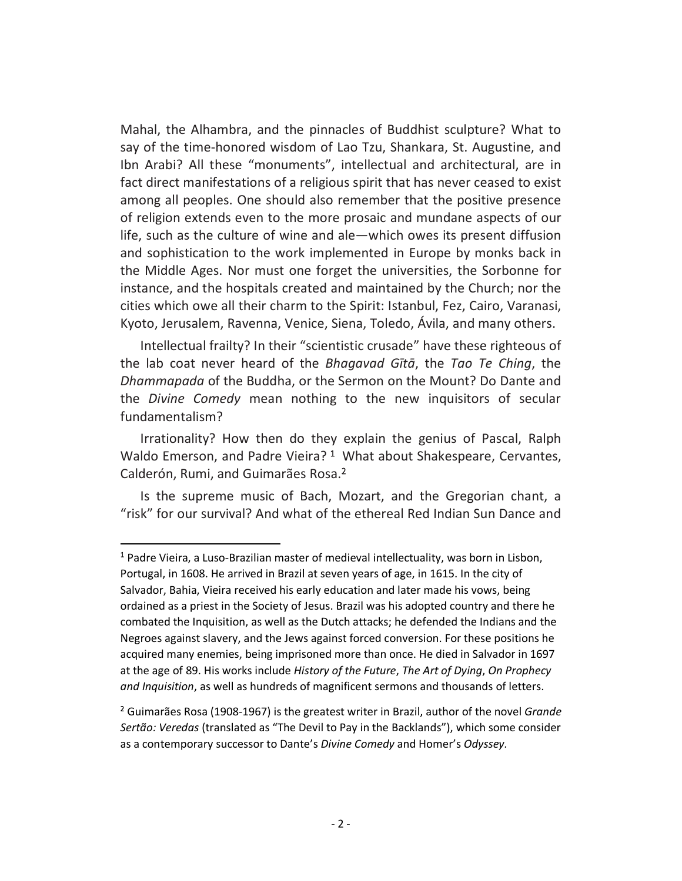Mahal, the Alhambra, and the pinnacles of Buddhist sculpture? What to say of the time-honored wisdom of Lao Tzu, Shankara, St. Augustine, and Ibn Arabi? All these "monuments", intellectual and architectural, are in fact direct manifestations of a religious spirit that has never ceased to exist among all peoples. One should also remember that the positive presence of religion extends even to the more prosaic and mundane aspects of our life, such as the culture of wine and ale—which owes its present diffusion and sophistication to the work implemented in Europe by monks back in the Middle Ages. Nor must one forget the universities, the Sorbonne for instance, and the hospitals created and maintained by the Church; nor the cities which owe all their charm to the Spirit: Istanbul, Fez, Cairo, Varanasi, Kyoto, Jerusalem, Ravenna, Venice, Siena, Toledo, Ávila, and many others.

Intellectual frailty? In their "scientistic crusade" have these righteous of the lab coat never heard of the *Bhagavad Gītā*, the *Tao Te Ching*, the *Dhammapada* of the Buddha, or the Sermon on the Mount? Do Dante and the *Divine Comedy* mean nothing to the new inquisitors of secular fundamentalism?

Irrationality? How then do they explain the genius of Pascal, Ralph Waldo Emerson, and Padre Vieira? [1] What about Shakespeare, Cervantes, Calderón, Rumi, and Guimarães Rosa.[2]

Is the supreme music of Bach, Mozart, and the Gregorian chant, a "risk" for our survival? And what of the ethereal Red Indian Sun Dance and

---

[1] Padre Vieira, a Luso-Brazilian master of medieval intellectuality, was born in Lisbon, Portugal, in 1608. He arrived in Brazil at seven years of age, in 1615. In the city of Salvador, Bahia, Vieira received his early education and later made his vows, being ordained as a priest in the Society of Jesus. Brazil was his adopted country and there he combated the Inquisition, as well as the Dutch attacks; he defended the Indians and the Negroes against slavery, and the Jews against forced conversion. For these positions he acquired many enemies, being imprisoned more than once. He died in Salvador in 1697 at the age of 89. His works include *History of the Future*, *The Art of Dying*, *On Prophecy and Inquisition*, as well as hundreds of magnificent sermons and thousands of letters.

[2] Guimarães Rosa (1908-1967) is the greatest writer in Brazil, author of the novel *Grande Sertão: Veredas* (translated as "The Devil to Pay in the Backlands"), which some consider as a contemporary successor to Dante's *Divine Comedy* and Homer's *Odyssey*.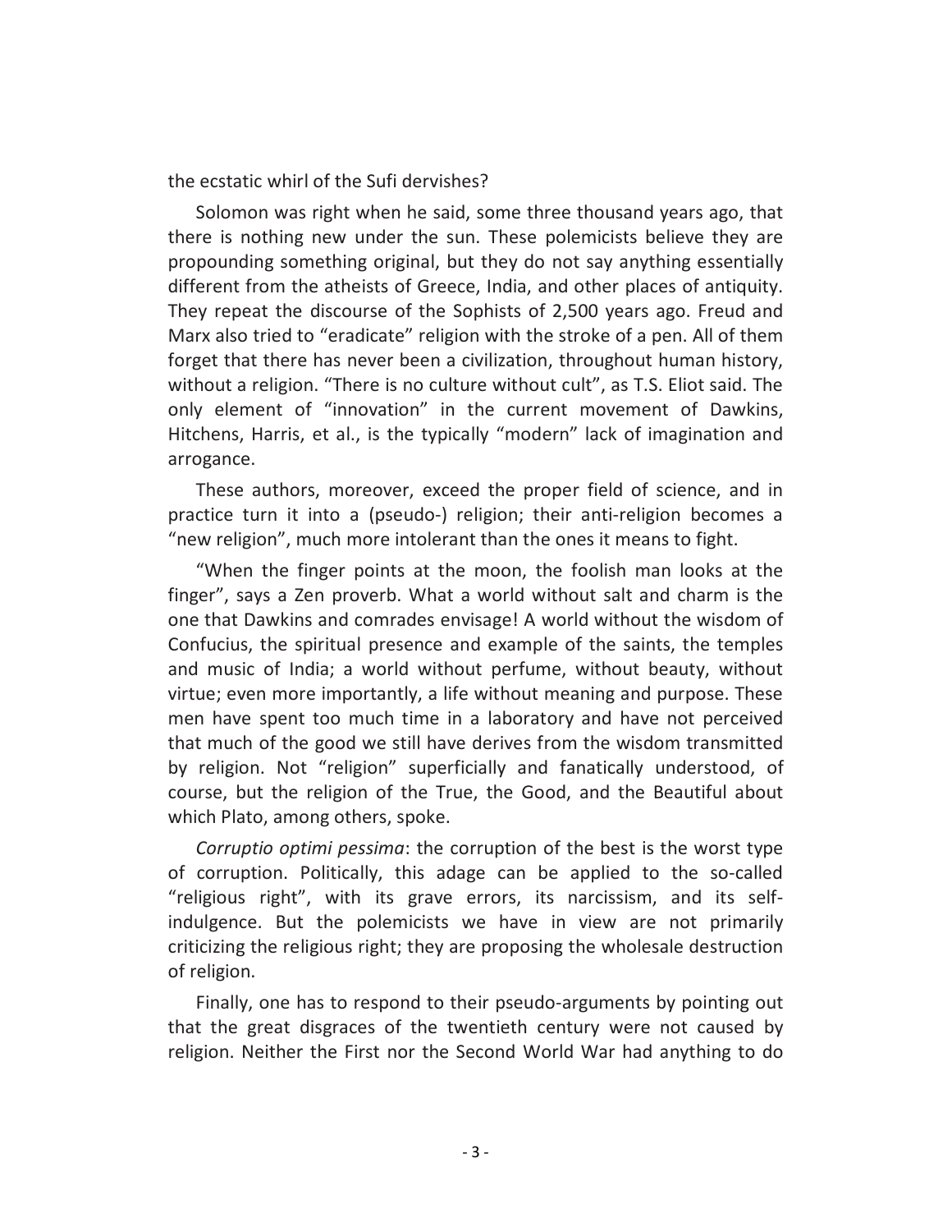the ecstatic whirl of the Sufi dervishes?

Solomon was right when he said, some three thousand years ago, that there is nothing new under the sun. These polemicists believe they are propounding something original, but they do not say anything essentially different from the atheists of Greece, India, and other places of antiquity. They repeat the discourse of the Sophists of 2,500 years ago. Freud and Marx also tried to "eradicate" religion with the stroke of a pen. All of them forget that there has never been a civilization, throughout human history, without a religion. "There is no culture without cult", as T.S. Eliot said. The only element of "innovation" in the current movement of Dawkins, Hitchens, Harris, et al., is the typically "modern" lack of imagination and arrogance.

These authors, moreover, exceed the proper field of science, and in practice turn it into a (pseudo-) religion; their anti-religion becomes a "new religion", much more intolerant than the ones it means to fight.

"When the finger points at the moon, the foolish man looks at the finger", says a Zen proverb. What a world without salt and charm is the one that Dawkins and comrades envisage! A world without the wisdom of Confucius, the spiritual presence and example of the saints, the temples and music of India; a world without perfume, without beauty, without virtue; even more importantly, a life without meaning and purpose. These men have spent too much time in a laboratory and have not perceived that much of the good we still have derives from the wisdom transmitted by religion. Not "religion" superficially and fanatically understood, of course, but the religion of the True, the Good, and the Beautiful about which Plato, among others, spoke.

*Corruptio optimi pessima*: the corruption of the best is the worst type of corruption. Politically, this adage can be applied to the so-called "religious right", with its grave errors, its narcissism, and its self-indulgence. But the polemicists we have in view are not primarily criticizing the religious right; they are proposing the wholesale destruction of religion.

Finally, one has to respond to their pseudo-arguments by pointing out that the great disgraces of the twentieth century were not caused by religion. Neither the First nor the Second World War had anything to do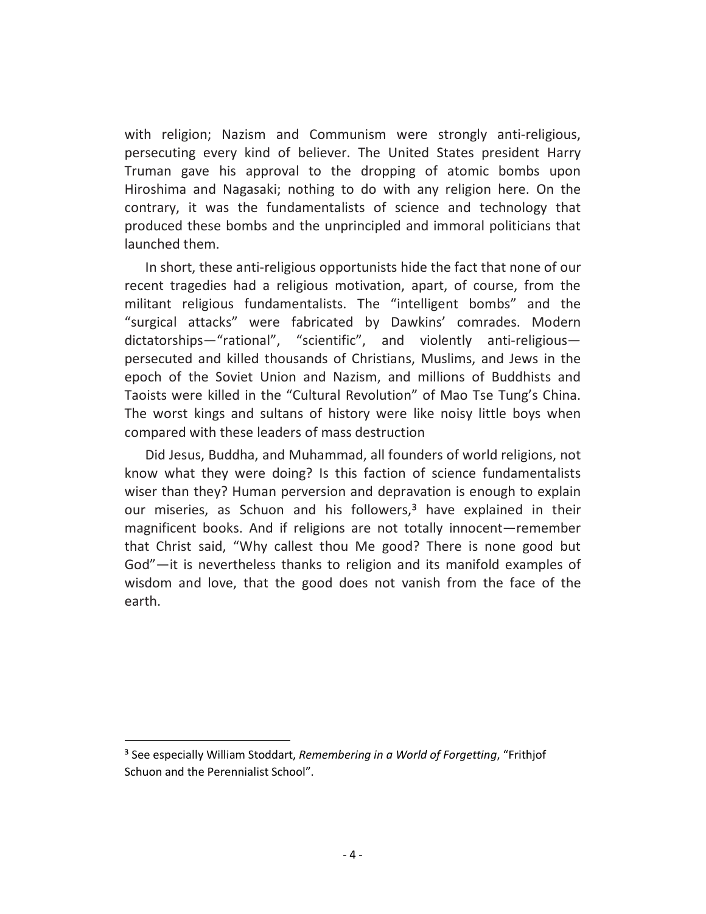with religion; Nazism and Communism were strongly anti-religious, persecuting every kind of believer. The United States president Harry Truman gave his approval to the dropping of atomic bombs upon Hiroshima and Nagasaki; nothing to do with any religion here. On the contrary, it was the fundamentalists of science and technology that produced these bombs and the unprincipled and immoral politicians that launched them.

In short, these anti-religious opportunists hide the fact that none of our recent tragedies had a religious motivation, apart, of course, from the militant religious fundamentalists. The "intelligent bombs" and the "surgical attacks" were fabricated by Dawkins' comrades. Modern dictatorships—"rational", "scientific", and violently anti-religious—persecuted and killed thousands of Christians, Muslims, and Jews in the epoch of the Soviet Union and Nazism, and millions of Buddhists and Taoists were killed in the "Cultural Revolution" of Mao Tse Tung's China. The worst kings and sultans of history were like noisy little boys when compared with these leaders of mass destruction

Did Jesus, Buddha, and Muhammad, all founders of world religions, not know what they were doing? Is this faction of science fundamentalists wiser than they? Human perversion and depravation is enough to explain our miseries, as Schuon and his followers,[3] have explained in their magnificent books. And if religions are not totally innocent—remember that Christ said, "Why callest thou Me good? There is none good but God"—it is nevertheless thanks to religion and its manifold examples of wisdom and love, that the good does not vanish from the face of the earth.

[3] See especially William Stoddart, *Remembering in a World of Forgetting*, "Frithjof Schuon and the Perennialist School".